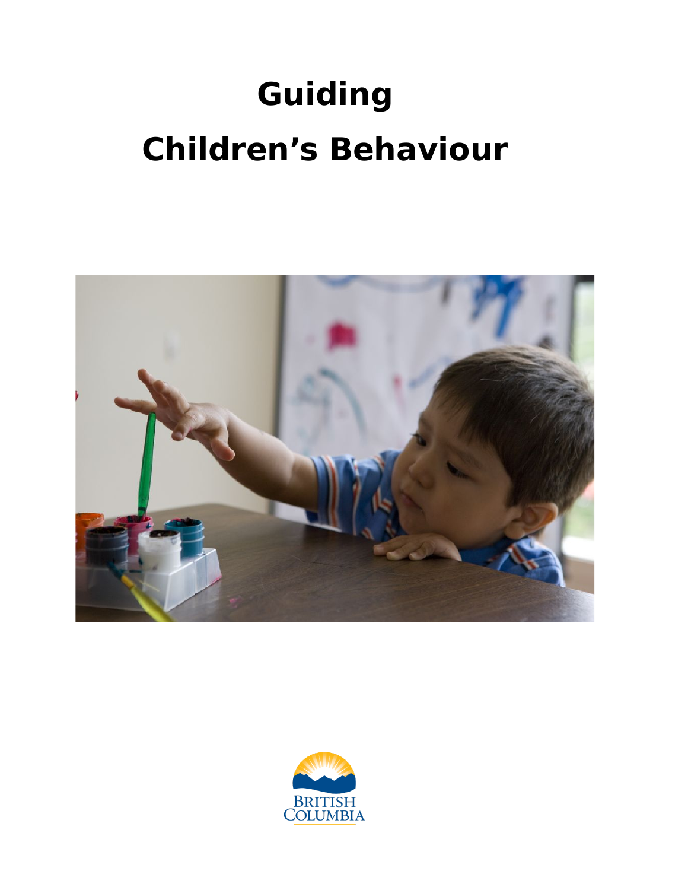# Guiding Children's Behaviour

BRITISH COLUMBIA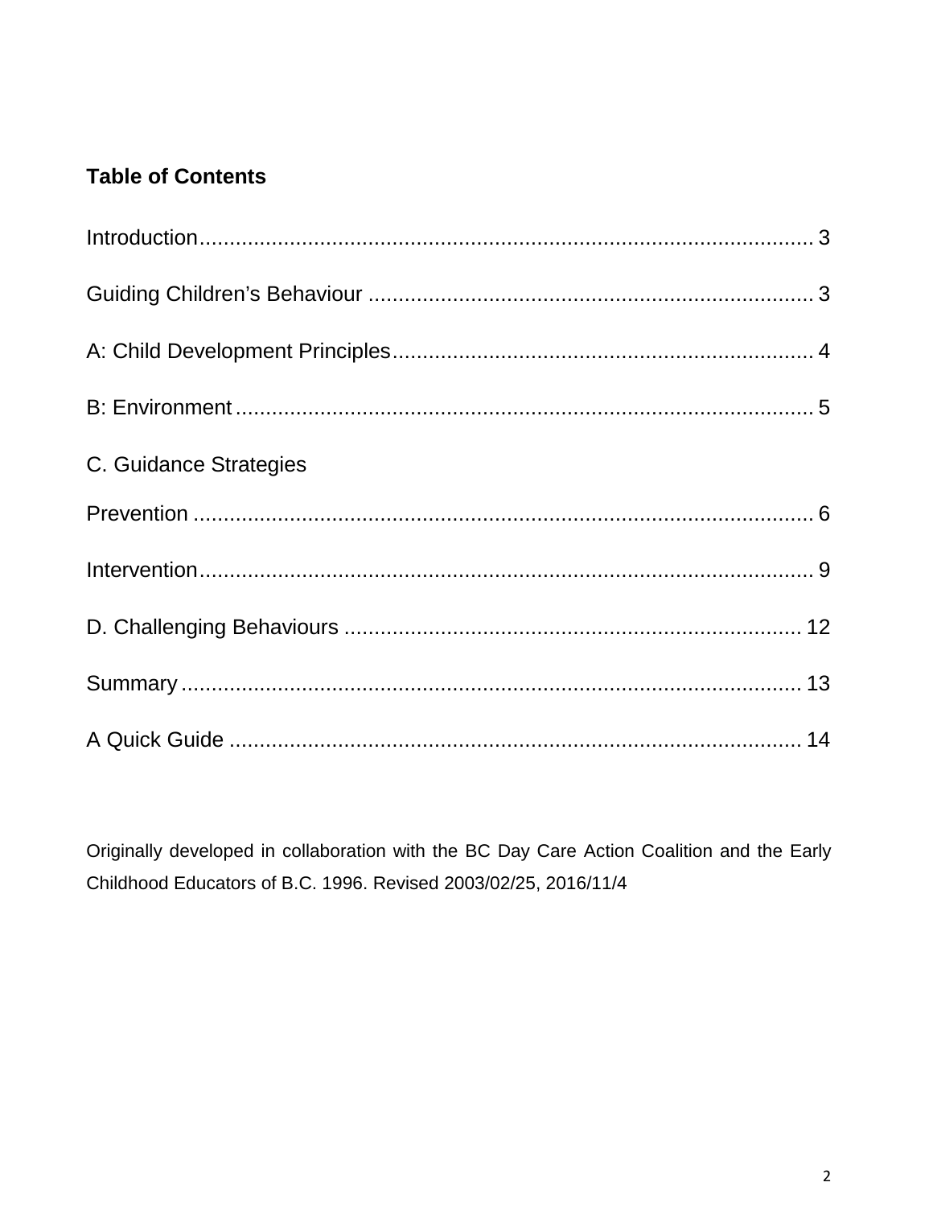## Table of Contents

Introduction ........................................................................................... 3

Guiding Children's Behaviour ........................................................................... 3

A: Child Development Principles ....................................................................... 4

B: Environment ........................................................................................ 5

C. Guidance Strategies

Prevention ............................................................................................ 6

Intervention ........................................................................................... 9

D. Challenging Behaviours ............................................................................. 12

Summary ............................................................................................... 13

A Quick Guide ......................................................................................... 14

Originally developed in collaboration with the BC Day Care Action Coalition and the Early Childhood Educators of B.C. 1996. Revised 2003/02/25, 2016/11/4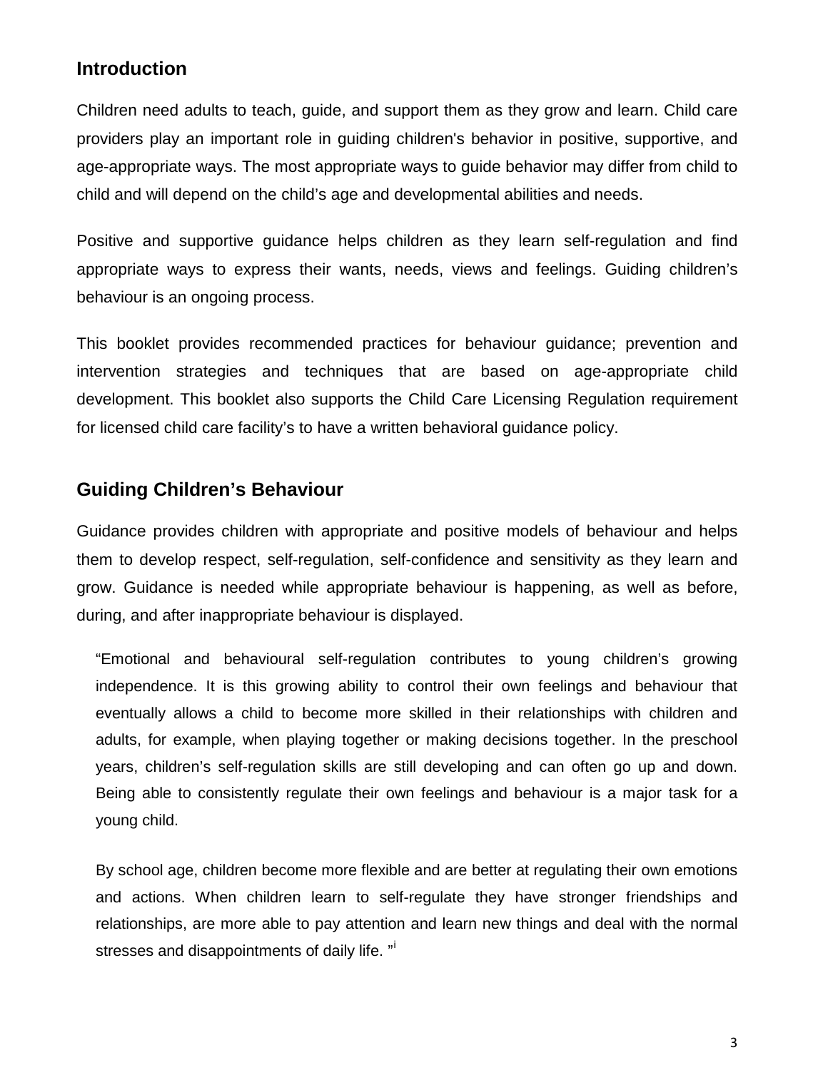## Introduction

Children need adults to teach, guide, and support them as they grow and learn. Child care providers play an important role in guiding children's behavior in positive, supportive, and age-appropriate ways. The most appropriate ways to guide behavior may differ from child to child and will depend on the child's age and developmental abilities and needs.

Positive and supportive guidance helps children as they learn self-regulation and find appropriate ways to express their wants, needs, views and feelings. Guiding children's behaviour is an ongoing process.

This booklet provides recommended practices for behaviour guidance; prevention and intervention strategies and techniques that are based on age-appropriate child development. This booklet also supports the Child Care Licensing Regulation requirement for licensed child care facility's to have a written behavioral guidance policy.

## Guiding Children's Behaviour

Guidance provides children with appropriate and positive models of behaviour and helps them to develop respect, self-regulation, self-confidence and sensitivity as they learn and grow. Guidance is needed while appropriate behaviour is happening, as well as before, during, and after inappropriate behaviour is displayed.

> "Emotional and behavioural self-regulation contributes to young children's growing independence. It is this growing ability to control their own feelings and behaviour that eventually allows a child to become more skilled in their relationships with children and adults, for example, when playing together or making decisions together. In the preschool years, children's self-regulation skills are still developing and can often go up and down. Being able to consistently regulate their own feelings and behaviour is a major task for a young child.
>
> By school age, children become more flexible and are better at regulating their own emotions and actions. When children learn to self-regulate they have stronger friendships and relationships, are more able to pay attention and learn new things and deal with the normal stresses and disappointments of daily life. "[i]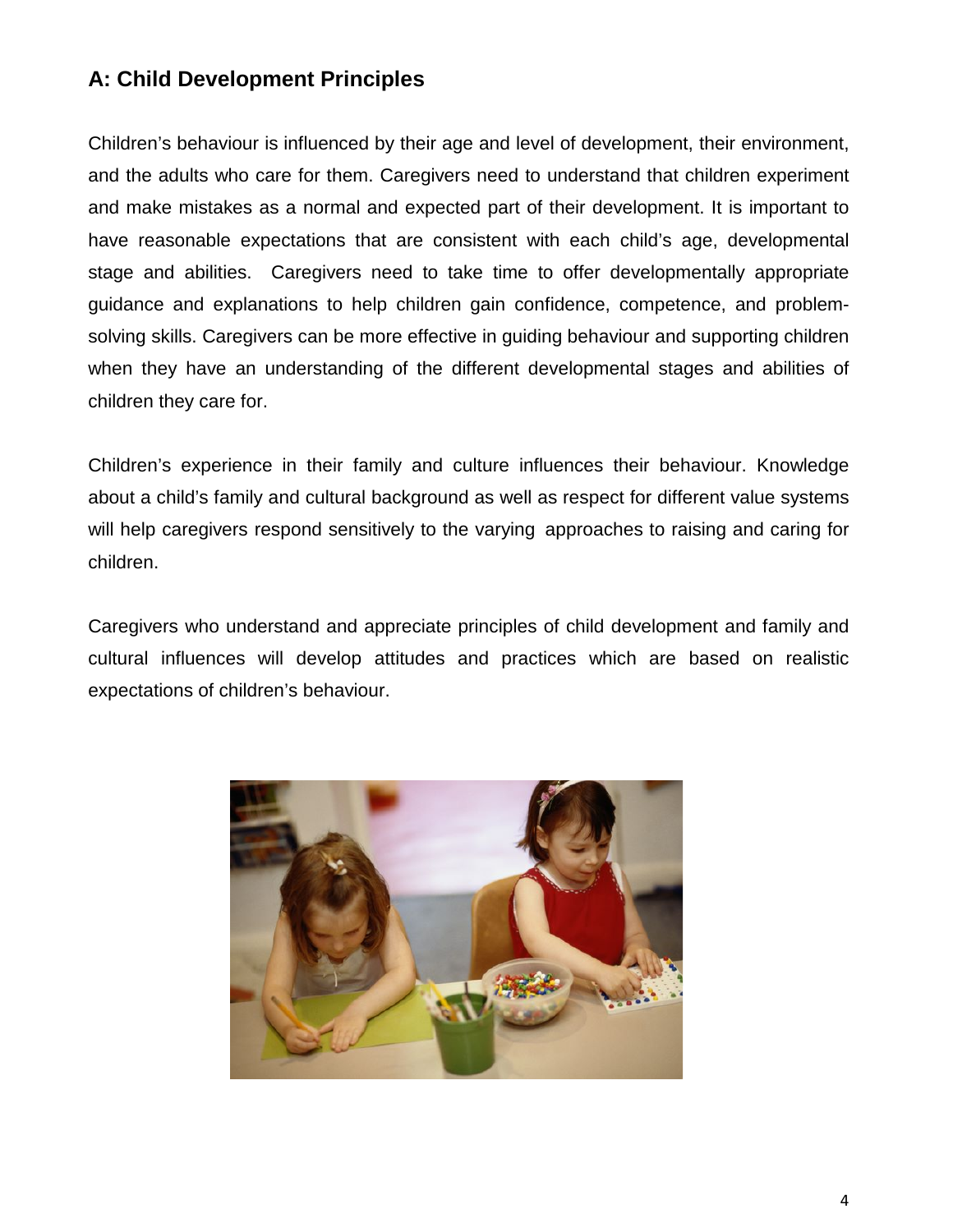## A: Child Development Principles

Children's behaviour is influenced by their age and level of development, their environment, and the adults who care for them. Caregivers need to understand that children experiment and make mistakes as a normal and expected part of their development. It is important to have reasonable expectations that are consistent with each child's age, developmental stage and abilities. Caregivers need to take time to offer developmentally appropriate guidance and explanations to help children gain confidence, competence, and problem-solving skills. Caregivers can be more effective in guiding behaviour and supporting children when they have an understanding of the different developmental stages and abilities of children they care for.

Children's experience in their family and culture influences their behaviour. Knowledge about a child's family and cultural background as well as respect for different value systems will help caregivers respond sensitively to the varying approaches to raising and caring for children.

Caregivers who understand and appreciate principles of child development and family and cultural influences will develop attitudes and practices which are based on realistic expectations of children's behaviour.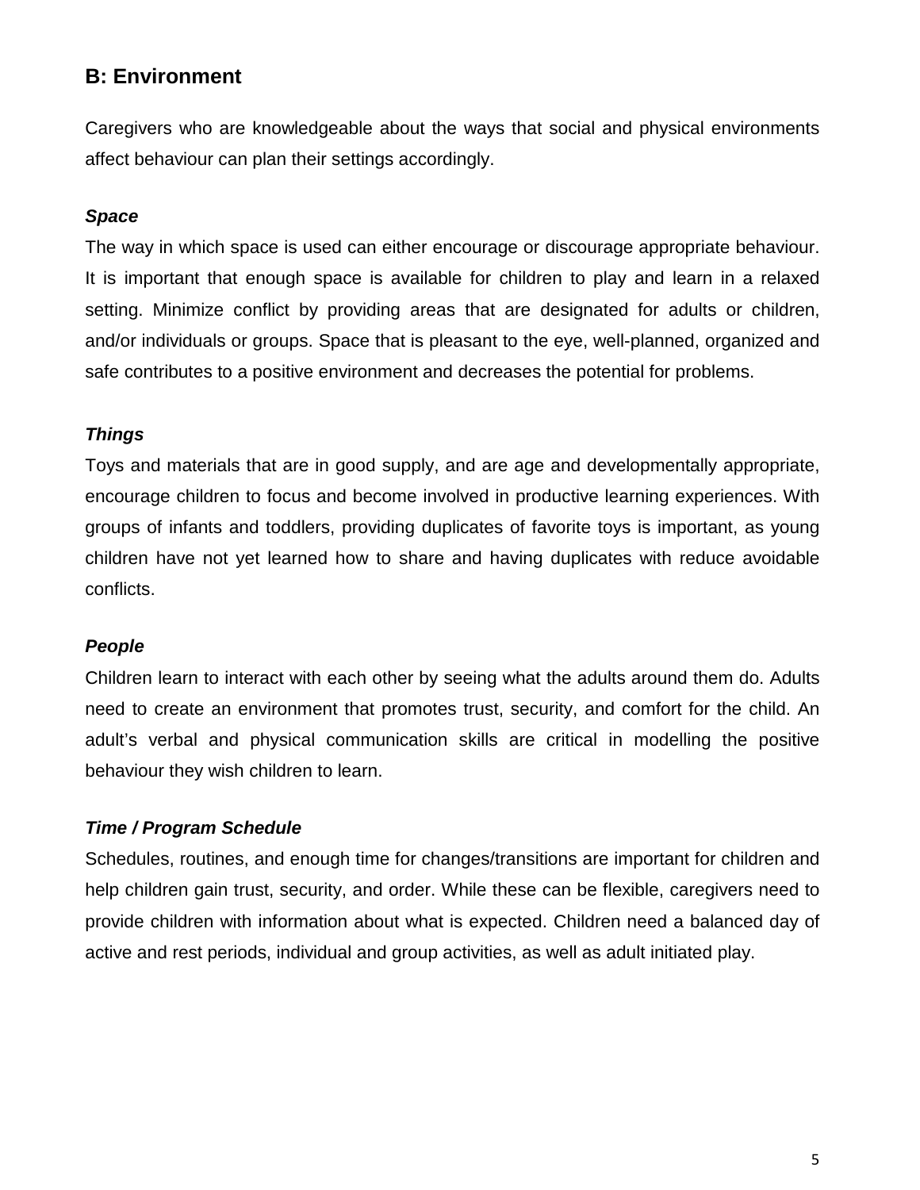## B: Environment

Caregivers who are knowledgeable about the ways that social and physical environments affect behaviour can plan their settings accordingly.

***Space***

The way in which space is used can either encourage or discourage appropriate behaviour. It is important that enough space is available for children to play and learn in a relaxed setting. Minimize conflict by providing areas that are designated for adults or children, and/or individuals or groups. Space that is pleasant to the eye, well-planned, organized and safe contributes to a positive environment and decreases the potential for problems.

***Things***

Toys and materials that are in good supply, and are age and developmentally appropriate, encourage children to focus and become involved in productive learning experiences. With groups of infants and toddlers, providing duplicates of favorite toys is important, as young children have not yet learned how to share and having duplicates with reduce avoidable conflicts.

***People***

Children learn to interact with each other by seeing what the adults around them do. Adults need to create an environment that promotes trust, security, and comfort for the child. An adult's verbal and physical communication skills are critical in modelling the positive behaviour they wish children to learn.

***Time / Program Schedule***

Schedules, routines, and enough time for changes/transitions are important for children and help children gain trust, security, and order. While these can be flexible, caregivers need to provide children with information about what is expected. Children need a balanced day of active and rest periods, individual and group activities, as well as adult initiated play.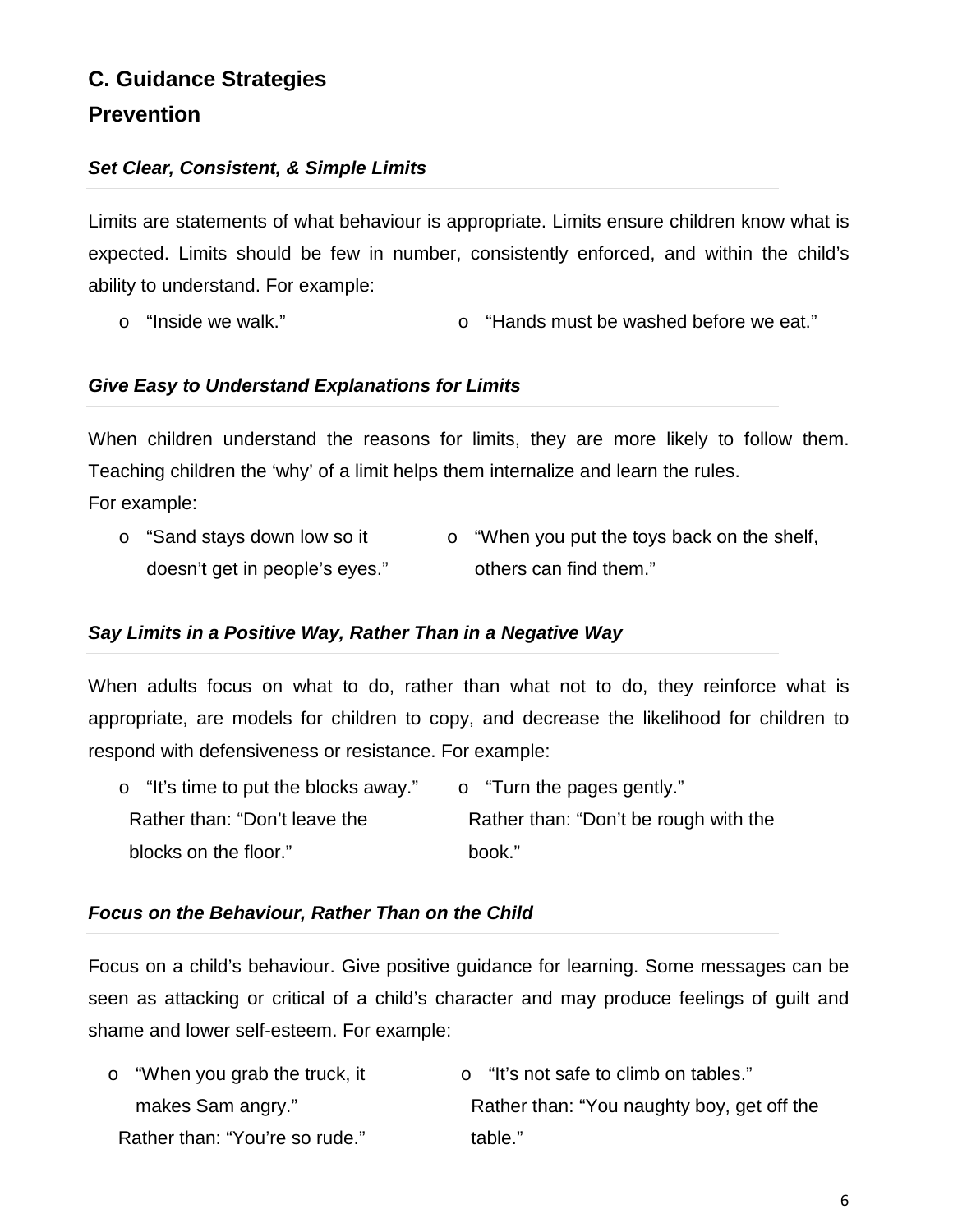## C. Guidance Strategies

## Prevention

### *Set Clear, Consistent, & Simple Limits*

Limits are statements of what behaviour is appropriate. Limits ensure children know what is expected. Limits should be few in number, consistently enforced, and within the child's ability to understand. For example:

- "Inside we walk."
- "Hands must be washed before we eat."

### *Give Easy to Understand Explanations for Limits*

When children understand the reasons for limits, they are more likely to follow them. Teaching children the 'why' of a limit helps them internalize and learn the rules.
For example:

- "Sand stays down low so it doesn't get in people's eyes."
- "When you put the toys back on the shelf, others can find them."

### *Say Limits in a Positive Way, Rather Than in a Negative Way*

When adults focus on what to do, rather than what not to do, they reinforce what is appropriate, are models for children to copy, and decrease the likelihood for children to respond with defensiveness or resistance. For example:

- "It's time to put the blocks away."
  Rather than: "Don't leave the blocks on the floor."
- "Turn the pages gently."
  Rather than: "Don't be rough with the book."

### *Focus on the Behaviour, Rather Than on the Child*

Focus on a child's behaviour. Give positive guidance for learning. Some messages can be seen as attacking or critical of a child's character and may produce feelings of guilt and shame and lower self-esteem. For example:

- "When you grab the truck, it makes Sam angry."
  Rather than: "You're so rude."
- "It's not safe to climb on tables."
  Rather than: "You naughty boy, get off the table."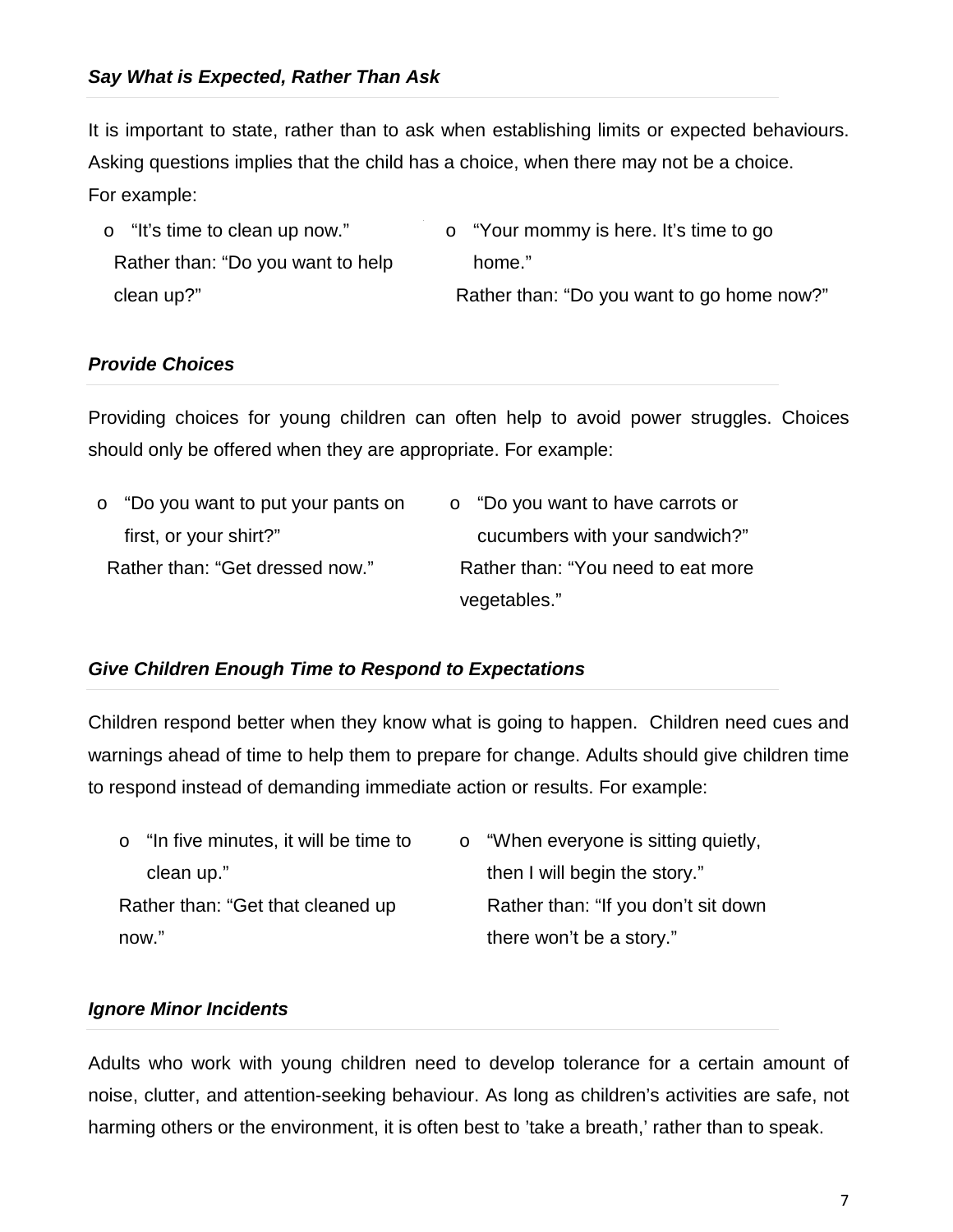***Say What is Expected, Rather Than Ask***

It is important to state, rather than to ask when establishing limits or expected behaviours. Asking questions implies that the child has a choice, when there may not be a choice.
For example:

- "It's time to clean up now."
  Rather than: "Do you want to help clean up?"
- "Your mommy is here. It's time to go home."
  Rather than: "Do you want to go home now?"

***Provide Choices***

Providing choices for young children can often help to avoid power struggles. Choices should only be offered when they are appropriate. For example:

- "Do you want to put your pants on first, or your shirt?"
  Rather than: "Get dressed now."
- "Do you want to have carrots or cucumbers with your sandwich?"
  Rather than: "You need to eat more vegetables."

***Give Children Enough Time to Respond to Expectations***

Children respond better when they know what is going to happen. Children need cues and warnings ahead of time to help them to prepare for change. Adults should give children time to respond instead of demanding immediate action or results. For example:

- "In five minutes, it will be time to clean up."
  Rather than: "Get that cleaned up now."
- "When everyone is sitting quietly, then I will begin the story."
  Rather than: "If you don't sit down there won't be a story."

***Ignore Minor Incidents***

Adults who work with young children need to develop tolerance for a certain amount of noise, clutter, and attention-seeking behaviour. As long as children's activities are safe, not harming others or the environment, it is often best to 'take a breath,' rather than to speak.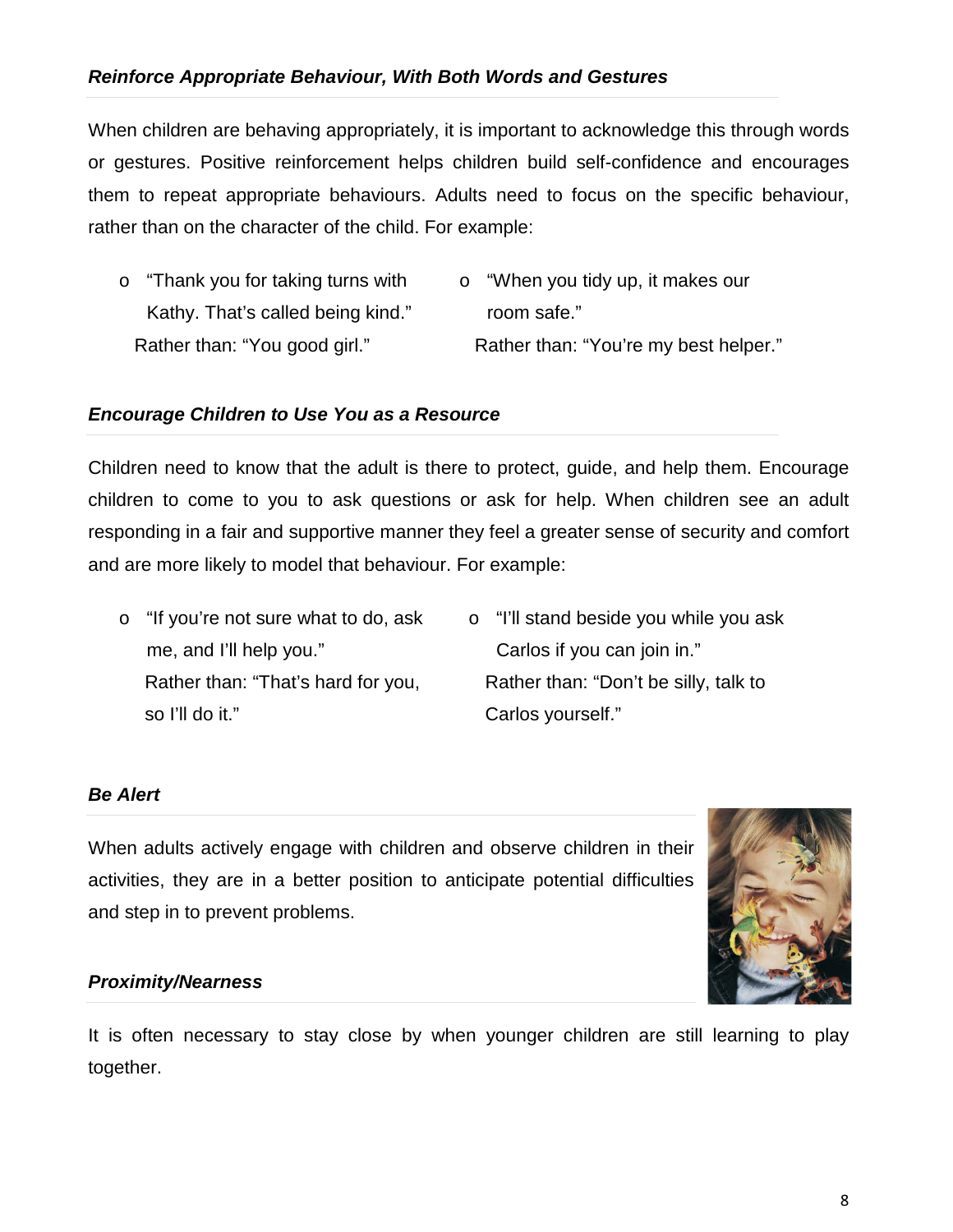### *Reinforce Appropriate Behaviour, With Both Words and Gestures*

When children are behaving appropriately, it is important to acknowledge this through words or gestures. Positive reinforcement helps children build self-confidence and encourages them to repeat appropriate behaviours. Adults need to focus on the specific behaviour, rather than on the character of the child. For example:

- "Thank you for taking turns with Kathy. That's called being kind."
  Rather than: "You good girl."
- "When you tidy up, it makes our room safe."
  Rather than: "You're my best helper."

### *Encourage Children to Use You as a Resource*

Children need to know that the adult is there to protect, guide, and help them. Encourage children to come to you to ask questions or ask for help. When children see an adult responding in a fair and supportive manner they feel a greater sense of security and comfort and are more likely to model that behaviour. For example:

- "If you're not sure what to do, ask me, and I'll help you."
  Rather than: "That's hard for you, so I'll do it."
- "I'll stand beside you while you ask Carlos if you can join in."
  Rather than: "Don't be silly, talk to Carlos yourself."

### *Be Alert*

When adults actively engage with children and observe children in their activities, they are in a better position to anticipate potential difficulties and step in to prevent problems.

### *Proximity/Nearness*

It is often necessary to stay close by when younger children are still learning to play together.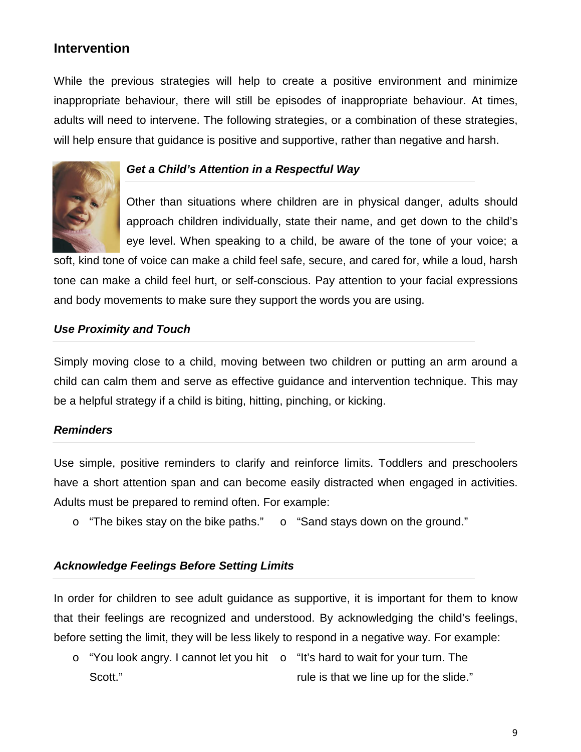## Intervention

While the previous strategies will help to create a positive environment and minimize inappropriate behaviour, there will still be episodes of inappropriate behaviour. At times, adults will need to intervene. The following strategies, or a combination of these strategies, will help ensure that guidance is positive and supportive, rather than negative and harsh.

### *Get a Child's Attention in a Respectful Way*

Other than situations where children are in physical danger, adults should approach children individually, state their name, and get down to the child's eye level. When speaking to a child, be aware of the tone of your voice; a soft, kind tone of voice can make a child feel safe, secure, and cared for, while a loud, harsh tone can make a child feel hurt, or self-conscious. Pay attention to your facial expressions and body movements to make sure they support the words you are using.

### *Use Proximity and Touch*

Simply moving close to a child, moving between two children or putting an arm around a child can calm them and serve as effective guidance and intervention technique. This may be a helpful strategy if a child is biting, hitting, pinching, or kicking.

### *Reminders*

Use simple, positive reminders to clarify and reinforce limits. Toddlers and preschoolers have a short attention span and can become easily distracted when engaged in activities. Adults must be prepared to remind often. For example:

- "The bikes stay on the bike paths."
- "Sand stays down on the ground."

### *Acknowledge Feelings Before Setting Limits*

In order for children to see adult guidance as supportive, it is important for them to know that their feelings are recognized and understood. By acknowledging the child's feelings, before setting the limit, they will be less likely to respond in a negative way. For example:

- "You look angry. I cannot let you hit Scott."
- "It's hard to wait for your turn. The rule is that we line up for the slide."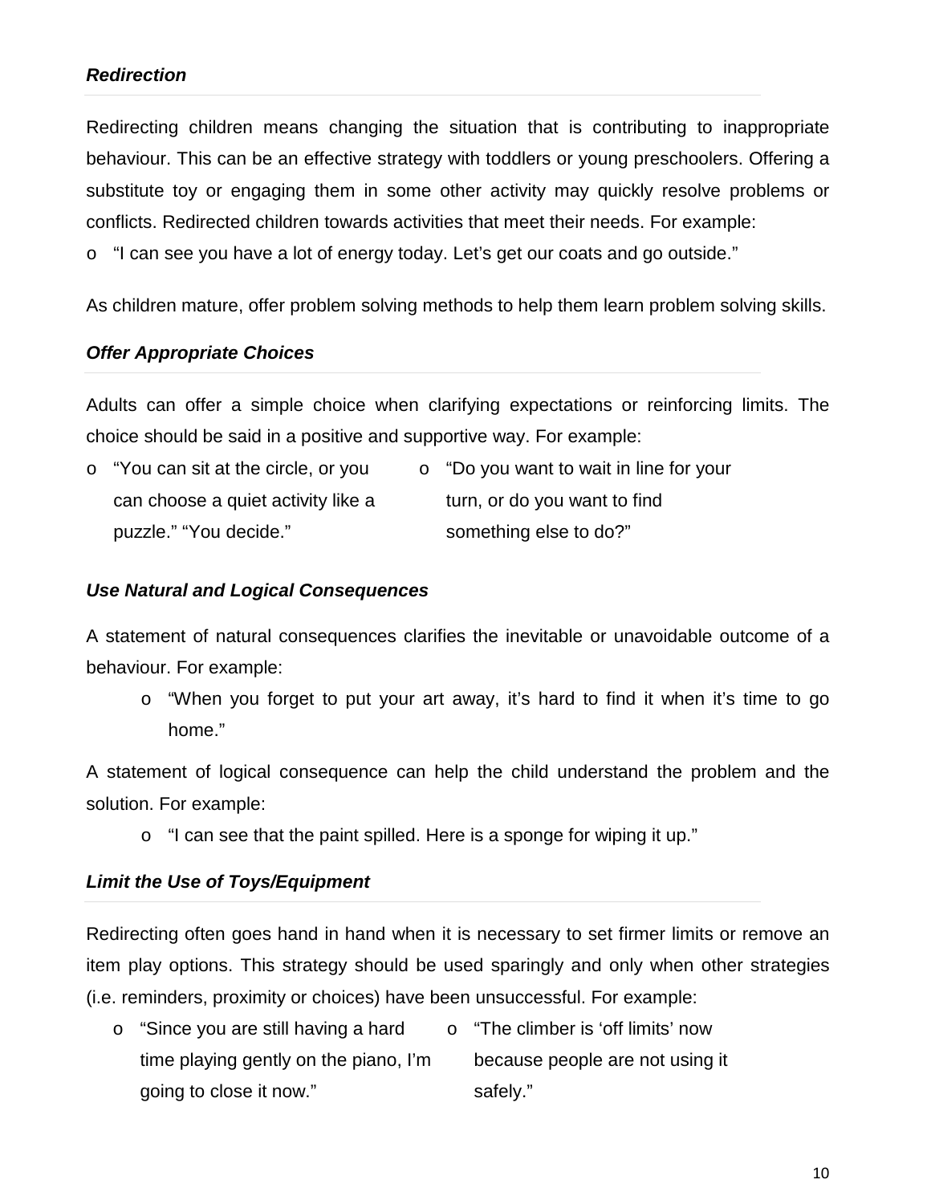### *Redirection*

Redirecting children means changing the situation that is contributing to inappropriate behaviour. This can be an effective strategy with toddlers or young preschoolers. Offering a substitute toy or engaging them in some other activity may quickly resolve problems or conflicts. Redirected children towards activities that meet their needs. For example:

- “I can see you have a lot of energy today. Let’s get our coats and go outside.”

As children mature, offer problem solving methods to help them learn problem solving skills.

### *Offer Appropriate Choices*

Adults can offer a simple choice when clarifying expectations or reinforcing limits. The choice should be said in a positive and supportive way. For example:

- “You can sit at the circle, or you can choose a quiet activity like a puzzle.” “You decide.”
- “Do you want to wait in line for your turn, or do you want to find something else to do?”

### *Use Natural and Logical Consequences*

A statement of natural consequences clarifies the inevitable or unavoidable outcome of a behaviour. For example:

- “When you forget to put your art away, it’s hard to find it when it’s time to go home.”

A statement of logical consequence can help the child understand the problem and the solution. For example:

- “I can see that the paint spilled. Here is a sponge for wiping it up.”

### *Limit the Use of Toys/Equipment*

Redirecting often goes hand in hand when it is necessary to set firmer limits or remove an item play options. This strategy should be used sparingly and only when other strategies (i.e. reminders, proximity or choices) have been unsuccessful. For example:

- “Since you are still having a hard time playing gently on the piano, I’m going to close it now.”
- “The climber is ‘off limits’ now because people are not using it safely.”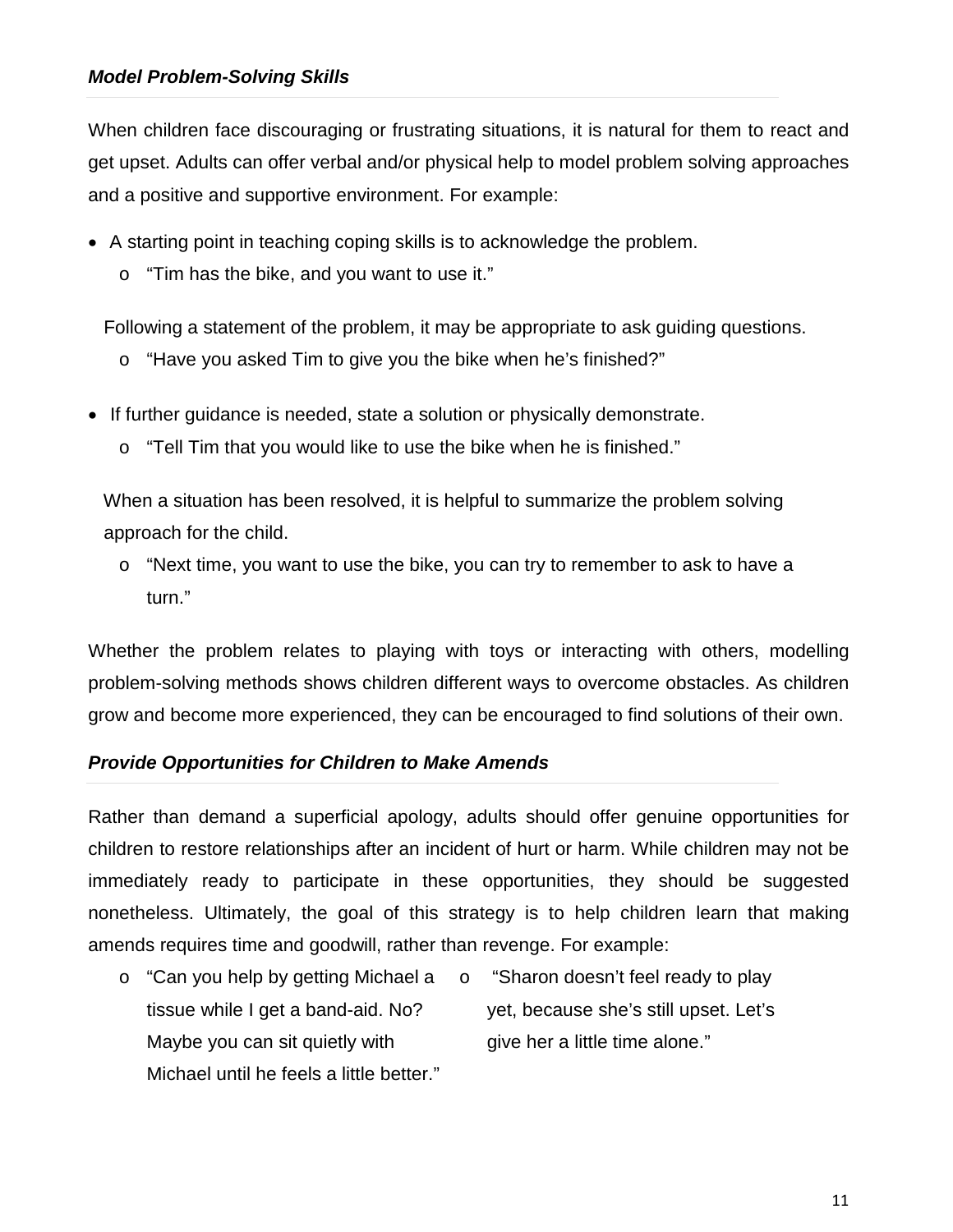### ***Model Problem-Solving Skills***

When children face discouraging or frustrating situations, it is natural for them to react and get upset. Adults can offer verbal and/or physical help to model problem solving approaches and a positive and supportive environment. For example:

- A starting point in teaching coping skills is to acknowledge the problem.
  - "Tim has the bike, and you want to use it."

  Following a statement of the problem, it may be appropriate to ask guiding questions.
  - "Have you asked Tim to give you the bike when he's finished?"

- If further guidance is needed, state a solution or physically demonstrate.
  - "Tell Tim that you would like to use the bike when he is finished."

  When a situation has been resolved, it is helpful to summarize the problem solving approach for the child.
  - "Next time, you want to use the bike, you can try to remember to ask to have a turn."

Whether the problem relates to playing with toys or interacting with others, modelling problem-solving methods shows children different ways to overcome obstacles. As children grow and become more experienced, they can be encouraged to find solutions of their own.

### ***Provide Opportunities for Children to Make Amends***

Rather than demand a superficial apology, adults should offer genuine opportunities for children to restore relationships after an incident of hurt or harm. While children may not be immediately ready to participate in these opportunities, they should be suggested nonetheless. Ultimately, the goal of this strategy is to help children learn that making amends requires time and goodwill, rather than revenge. For example:

- "Can you help by getting Michael a tissue while I get a band-aid. No? Maybe you can sit quietly with Michael until he feels a little better."
- "Sharon doesn't feel ready to play yet, because she's still upset. Let's give her a little time alone."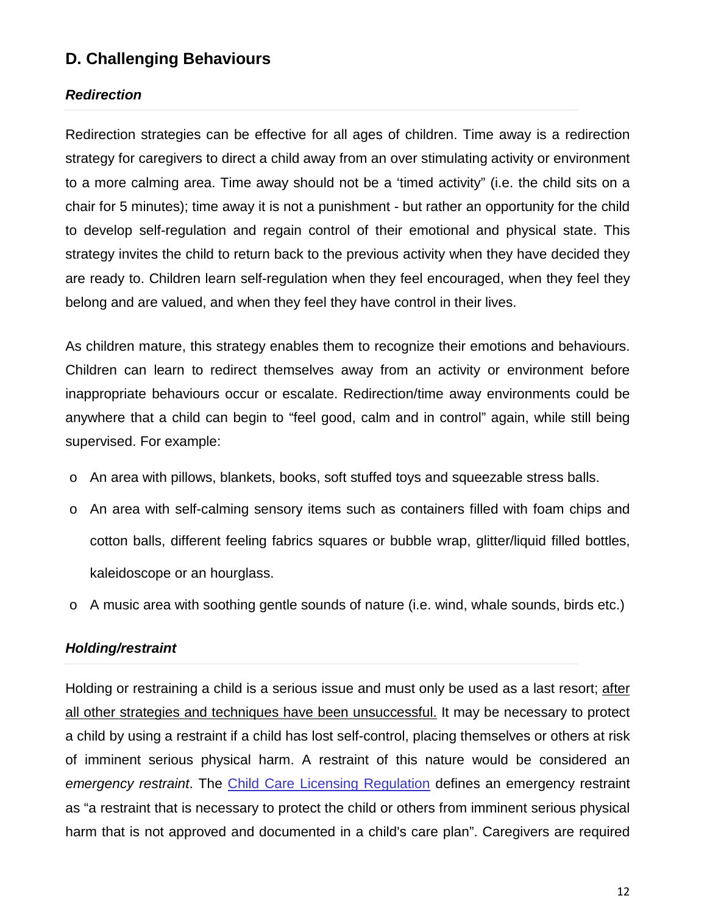## D. Challenging Behaviours

### *Redirection*

Redirection strategies can be effective for all ages of children. Time away is a redirection strategy for caregivers to direct a child away from an over stimulating activity or environment to a more calming area. Time away should not be a 'timed activity" (i.e. the child sits on a chair for 5 minutes); time away it is not a punishment - but rather an opportunity for the child to develop self-regulation and regain control of their emotional and physical state. This strategy invites the child to return back to the previous activity when they have decided they are ready to. Children learn self-regulation when they feel encouraged, when they feel they belong and are valued, and when they feel they have control in their lives.

As children mature, this strategy enables them to recognize their emotions and behaviours. Children can learn to redirect themselves away from an activity or environment before inappropriate behaviours occur or escalate. Redirection/time away environments could be anywhere that a child can begin to "feel good, calm and in control" again, while still being supervised. For example:

- An area with pillows, blankets, books, soft stuffed toys and squeezable stress balls.
- An area with self-calming sensory items such as containers filled with foam chips and cotton balls, different feeling fabrics squares or bubble wrap, glitter/liquid filled bottles, kaleidoscope or an hourglass.
- A music area with soothing gentle sounds of nature (i.e. wind, whale sounds, birds etc.)

### *Holding/restraint*

Holding or restraining a child is a serious issue and must only be used as a last resort; <u>after all other strategies and techniques have been unsuccessful.</u> It may be necessary to protect a child by using a restraint if a child has lost self-control, placing themselves or others at risk of imminent serious physical harm. A restraint of this nature would be considered an *emergency restraint*. The Child Care Licensing Regulation defines an emergency restraint as "a restraint that is necessary to protect the child or others from imminent serious physical harm that is not approved and documented in a child's care plan". Caregivers are required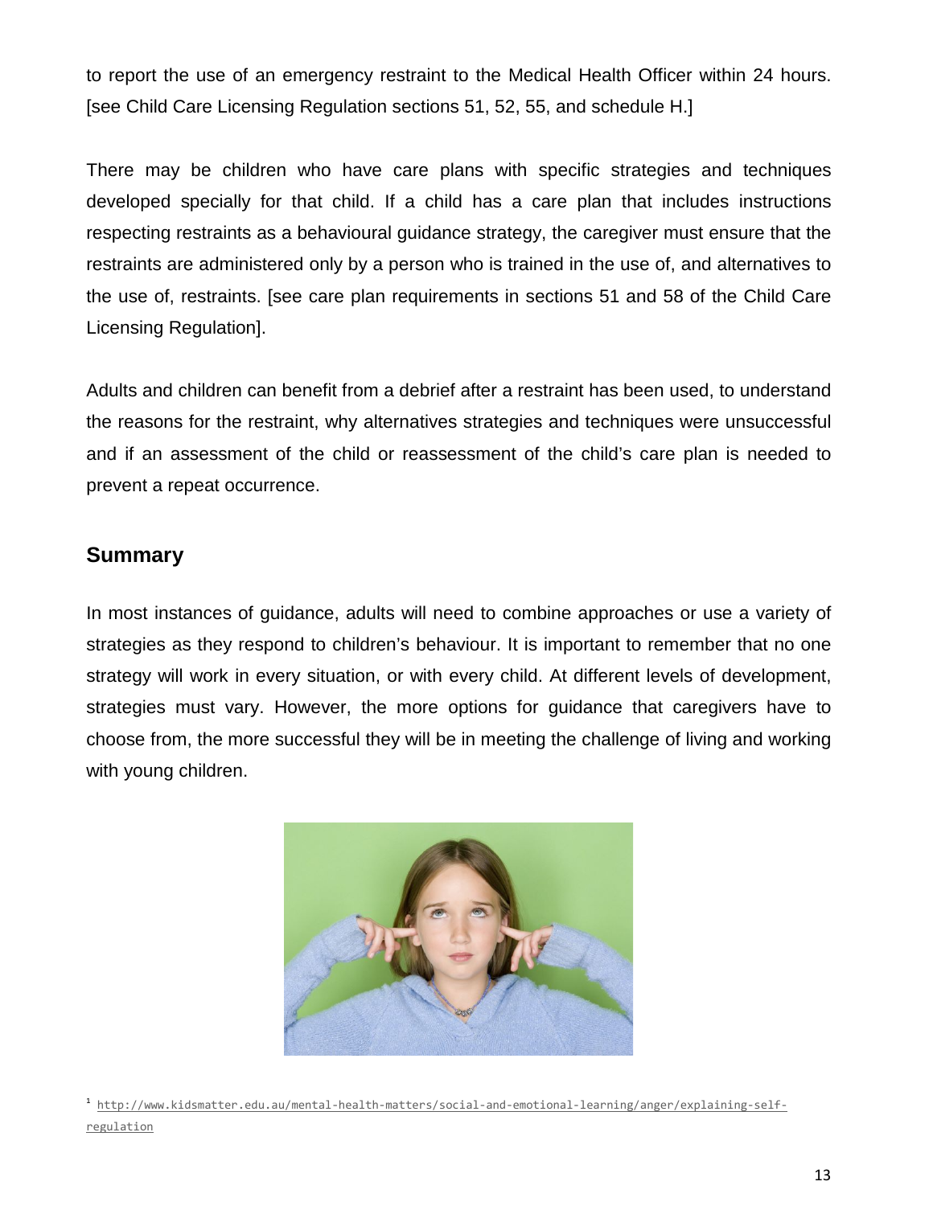to report the use of an emergency restraint to the Medical Health Officer within 24 hours. [see Child Care Licensing Regulation sections 51, 52, 55, and schedule H.]

There may be children who have care plans with specific strategies and techniques developed specially for that child. If a child has a care plan that includes instructions respecting restraints as a behavioural guidance strategy, the caregiver must ensure that the restraints are administered only by a person who is trained in the use of, and alternatives to the use of, restraints. [see care plan requirements in sections 51 and 58 of the Child Care Licensing Regulation].

Adults and children can benefit from a debrief after a restraint has been used, to understand the reasons for the restraint, why alternatives strategies and techniques were unsuccessful and if an assessment of the child or reassessment of the child's care plan is needed to prevent a repeat occurrence.

## Summary

In most instances of guidance, adults will need to combine approaches or use a variety of strategies as they respond to children's behaviour. It is important to remember that no one strategy will work in every situation, or with every child. At different levels of development, strategies must vary. However, the more options for guidance that caregivers have to choose from, the more successful they will be in meeting the challenge of living and working with young children.

[1] http://www.kidsmatter.edu.au/mental-health-matters/social-and-emotional-learning/anger/explaining-self-regulation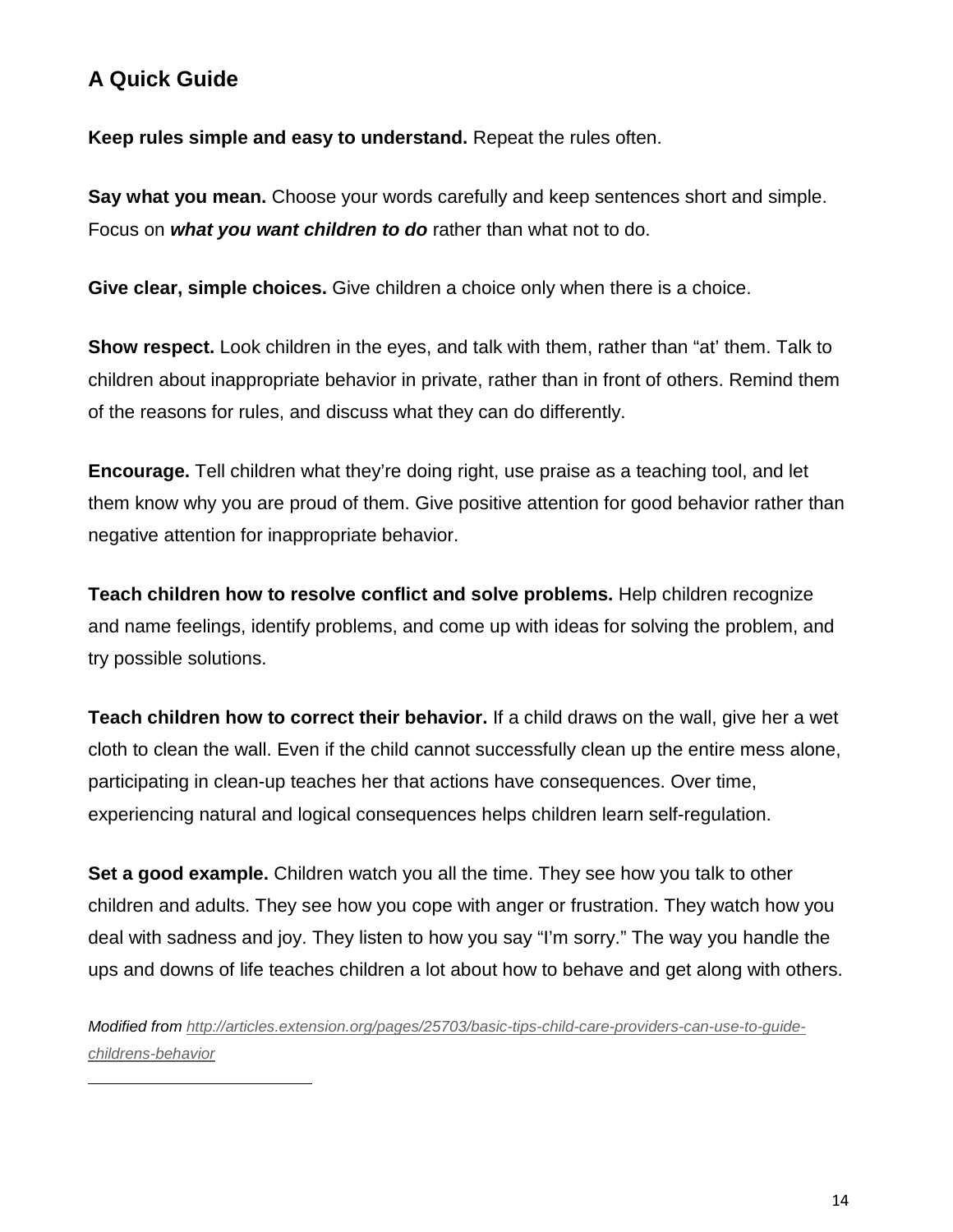## A Quick Guide

**Keep rules simple and easy to understand.** Repeat the rules often.

**Say what you mean.** Choose your words carefully and keep sentences short and simple. Focus on ***what you want children to do*** rather than what not to do.

**Give clear, simple choices.** Give children a choice only when there is a choice.

**Show respect.** Look children in the eyes, and talk with them, rather than “at’ them. Talk to children about inappropriate behavior in private, rather than in front of others. Remind them of the reasons for rules, and discuss what they can do differently.

**Encourage.** Tell children what they’re doing right, use praise as a teaching tool, and let them know why you are proud of them. Give positive attention for good behavior rather than negative attention for inappropriate behavior.

**Teach children how to resolve conflict and solve problems.** Help children recognize and name feelings, identify problems, and come up with ideas for solving the problem, and try possible solutions.

**Teach children how to correct their behavior.** If a child draws on the wall, give her a wet cloth to clean the wall. Even if the child cannot successfully clean up the entire mess alone, participating in clean-up teaches her that actions have consequences. Over time, experiencing natural and logical consequences helps children learn self-regulation.

**Set a good example.** Children watch you all the time. They see how you talk to other children and adults. They see how you cope with anger or frustration. They watch how you deal with sadness and joy. They listen to how you say “I’m sorry.” The way you handle the ups and downs of life teaches children a lot about how to behave and get along with others.

*Modified from http://articles.extension.org/pages/25703/basic-tips-child-care-providers-can-use-to-guide-childrens-behavior*